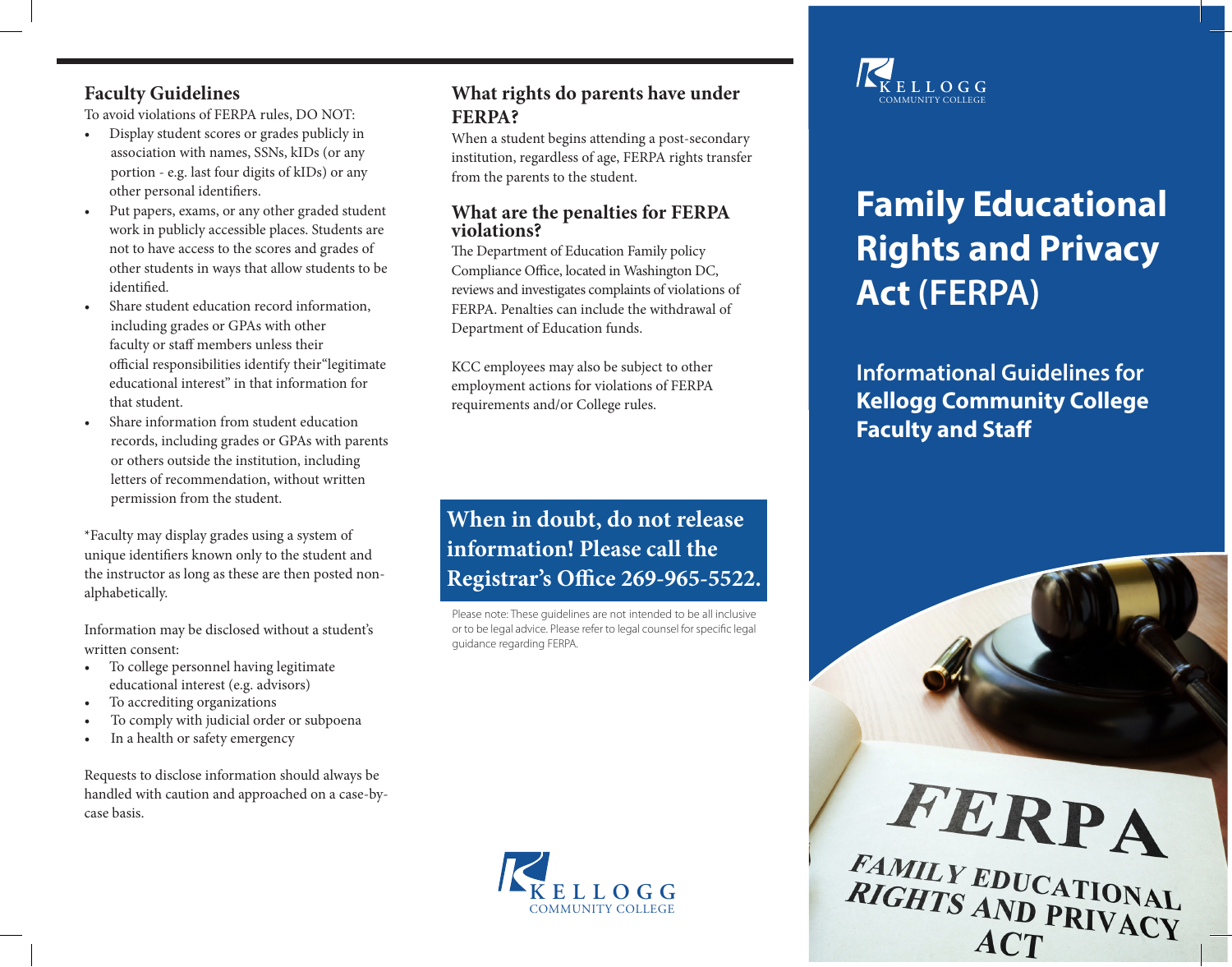## Faculty Guidelines

To avoid violations of FERPA rules, DO NOT:

- Display student scores or grades publicly in association with names, SSNs, kIDs (or any portion - e.g. last four digits of kIDs) or any other personal identifiers.
- Put papers, exams, or any other graded student work in publicly accessible places. Students are not to have access to the scores and grades of other students in ways that allow students to be identified.
- Share student education record information, including grades or GPAs with other faculty or staff members unless their official responsibilities identify their"legitimate educational interest" in that information for that student.
- Share information from student education records, including grades or GPAs with parents or others outside the institution, including letters of recommendation, without written permission from the student.

*Faculty may display grades using a system of unique identifiers known only to the student and the instructor as long as these are then posted non-alphabetically.

Information may be disclosed without a student's written consent:

- To college personnel having legitimate educational interest (e.g. advisors)
- To accrediting organizations
- To comply with judicial order or subpoena
- In a health or safety emergency

Requests to disclose information should always be handled with caution and approached on a case-by-case basis.

## What rights do parents have under FERPA?

When a student begins attending a post-secondary institution, regardless of age, FERPA rights transfer from the parents to the student.

## What are the penalties for FERPA violations?

The Department of Education Family policy Compliance Office, located in Washington DC, reviews and investigates complaints of violations of FERPA. Penalties can include the withdrawal of Department of Education funds.

KCC employees may also be subject to other employment actions for violations of FERPA requirements and/or College rules.

**When in doubt, do not release information! Please call the Registrar's Office 269-965-5522.**

Please note: These guidelines are not intended to be all inclusive or to be legal advice. Please refer to legal counsel for specific legal guidance regarding FERPA.

KELLOGG COMMUNITY COLLEGE

KELLOGG COMMUNITY COLLEGE

# Family Educational Rights and Privacy Act (FERPA)

## Informational Guidelines for Kellogg Community College Faculty and Staff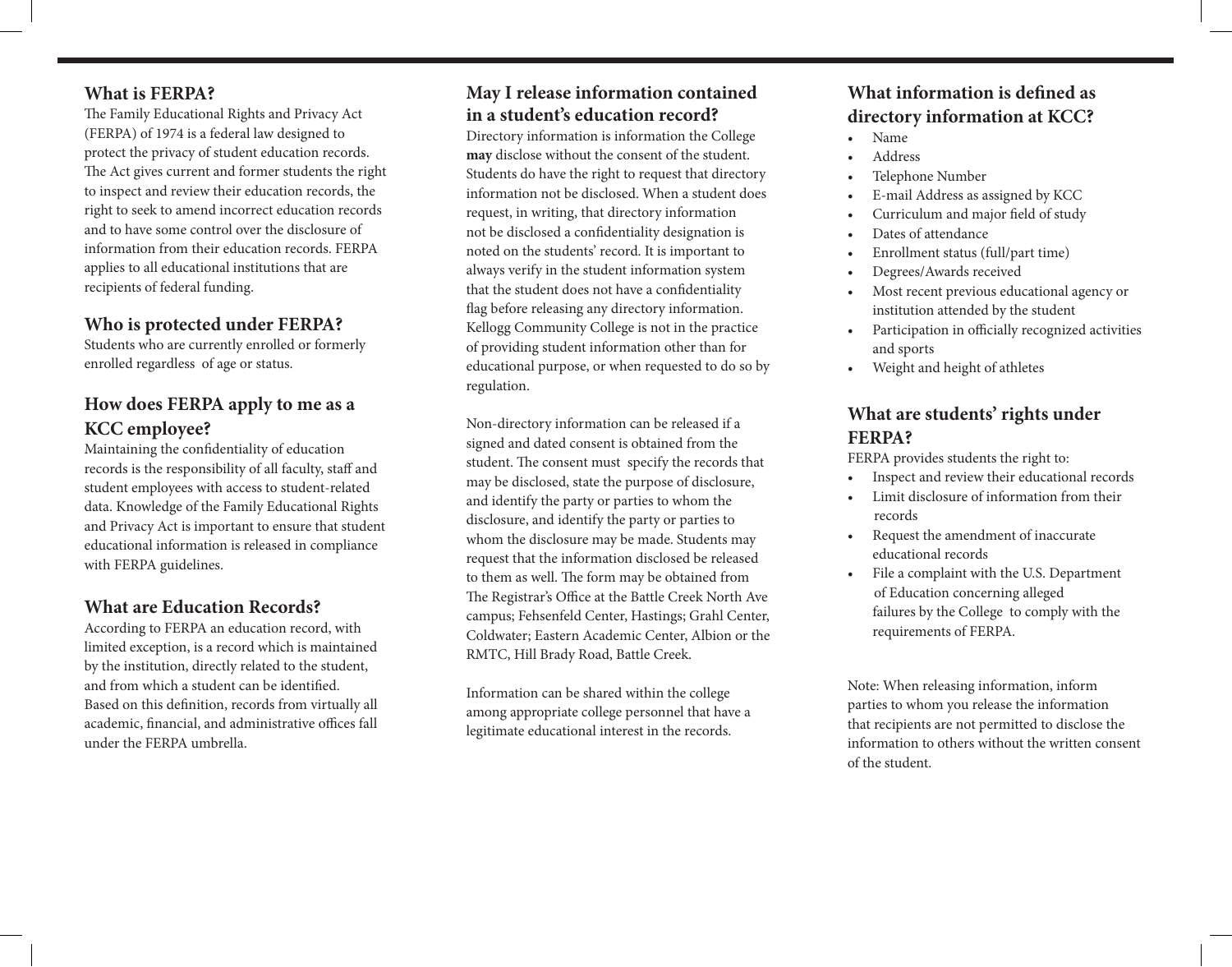## What is FERPA?

The Family Educational Rights and Privacy Act (FERPA) of 1974 is a federal law designed to protect the privacy of student education records. The Act gives current and former students the right to inspect and review their education records, the right to seek to amend incorrect education records and to have some control over the disclosure of information from their education records. FERPA applies to all educational institutions that are recipients of federal funding.

## Who is protected under FERPA?

Students who are currently enrolled or formerly enrolled regardless of age or status.

## How does FERPA apply to me as a KCC employee?

Maintaining the confidentiality of education records is the responsibility of all faculty, staff and student employees with access to student-related data. Knowledge of the Family Educational Rights and Privacy Act is important to ensure that student educational information is released in compliance with FERPA guidelines.

## What are Education Records?

According to FERPA an education record, with limited exception, is a record which is maintained by the institution, directly related to the student, and from which a student can be identified. Based on this definition, records from virtually all academic, financial, and administrative offices fall under the FERPA umbrella.

## May I release information contained in a student's education record?

Directory information is information the College **may** disclose without the consent of the student. Students do have the right to request that directory information not be disclosed. When a student does request, in writing, that directory information not be disclosed a confidentiality designation is noted on the students' record. It is important to always verify in the student information system that the student does not have a confidentiality flag before releasing any directory information. Kellogg Community College is not in the practice of providing student information other than for educational purpose, or when requested to do so by regulation.

Non-directory information can be released if a signed and dated consent is obtained from the student. The consent must specify the records that may be disclosed, state the purpose of disclosure, and identify the party or parties to whom the disclosure, and identify the party or parties to whom the disclosure may be made. Students may request that the information disclosed be released to them as well. The form may be obtained from The Registrar's Office at the Battle Creek North Ave campus; Fehsenfeld Center, Hastings; Grahl Center, Coldwater; Eastern Academic Center, Albion or the RMTC, Hill Brady Road, Battle Creek.

Information can be shared within the college among appropriate college personnel that have a legitimate educational interest in the records.

## What information is defined as directory information at KCC?

- Name
- Address
- Telephone Number
- E-mail Address as assigned by KCC
- Curriculum and major field of study
- Dates of attendance
- Enrollment status (full/part time)
- Degrees/Awards received
- Most recent previous educational agency or institution attended by the student
- Participation in officially recognized activities and sports
- Weight and height of athletes

## What are students' rights under FERPA?

FERPA provides students the right to:

- Inspect and review their educational records
- Limit disclosure of information from their records
- Request the amendment of inaccurate educational records
- File a complaint with the U.S. Department of Education concerning alleged failures by the College to comply with the requirements of FERPA.

Note: When releasing information, inform parties to whom you release the information that recipients are not permitted to disclose the information to others without the written consent of the student.